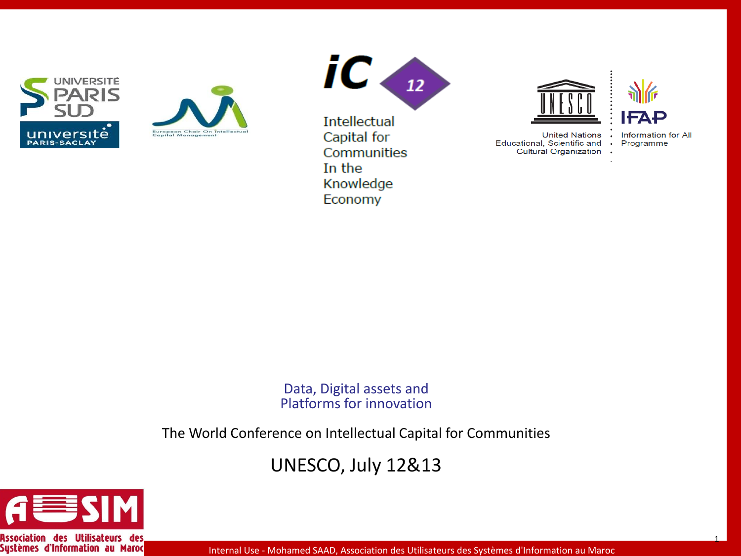UNIVERSITÉ PARIS SUD

université PARIS-SACLAY

European Chair On Intellectual Capital Management

iC 12

Intellectual Capital for Communities In the Knowledge Economy

UNESCO

United Nations Educational, Scientific and Cultural Organization

IFAP

Information for All Programme

# Data, Digital assets and Platforms for innovation

The World Conference on Intellectual Capital for Communities

UNESCO, July 12&13

AUSIM

Association des Utilisateurs des Systèmes d'Information au Maroc

Internal Use - Mohamed SAAD, Association des Utilisateurs des Systèmes d'Information au Maroc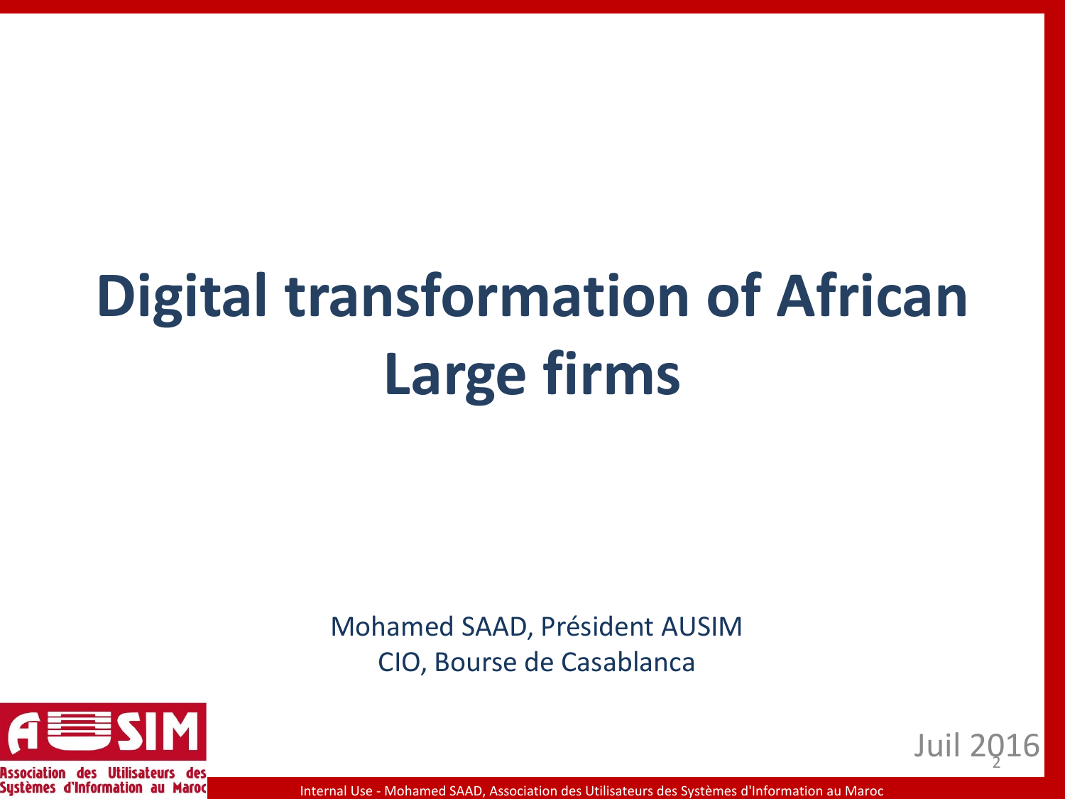# Digital transformation of African Large firms

Mohamed SAAD, Président AUSIM

CIO, Bourse de Casablanca

Association des Utilisateurs des Systèmes d'Information au Maroc

Juil 2016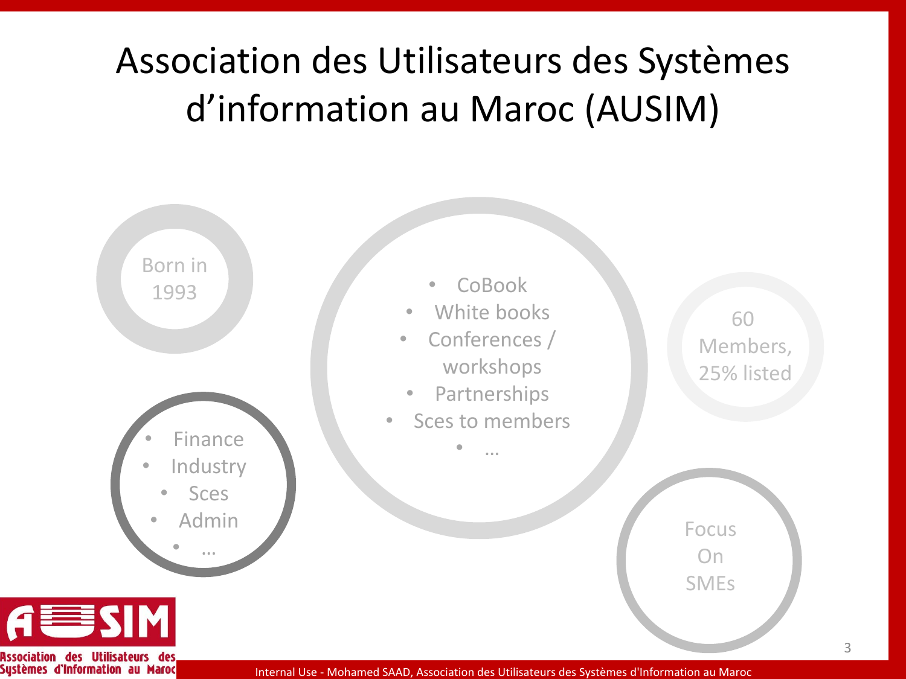# Association des Utilisateurs des Systèmes d'information au Maroc (AUSIM)

Born in 1993

- CoBook
- White books
- Conferences / workshops
- Partnerships
- Sces to members
- …

60 Members, 25% listed

- Finance
- Industry
- Sces
- Admin
- …

Focus On SMEs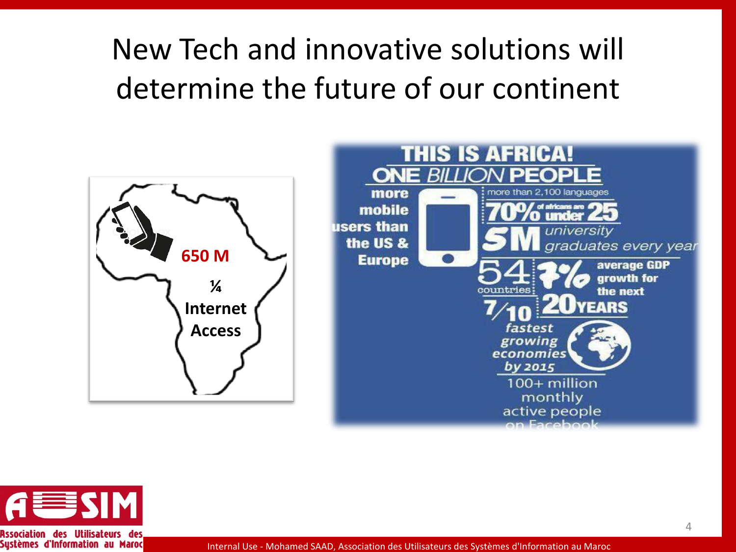# New Tech and innovative solutions will determine the future of our continent

**650 M**

**¼ Internet Access**

THIS IS AFRICA!

ONE BILLION PEOPLE

more mobile users than the US & Europe

more than 2,100 languages

70% of africans are under 25

5M university graduates every year

54 countries

7% average GDP growth for the next 20 YEARS

7/10 fastest growing economies by 2015

100+ million monthly active people on Facebook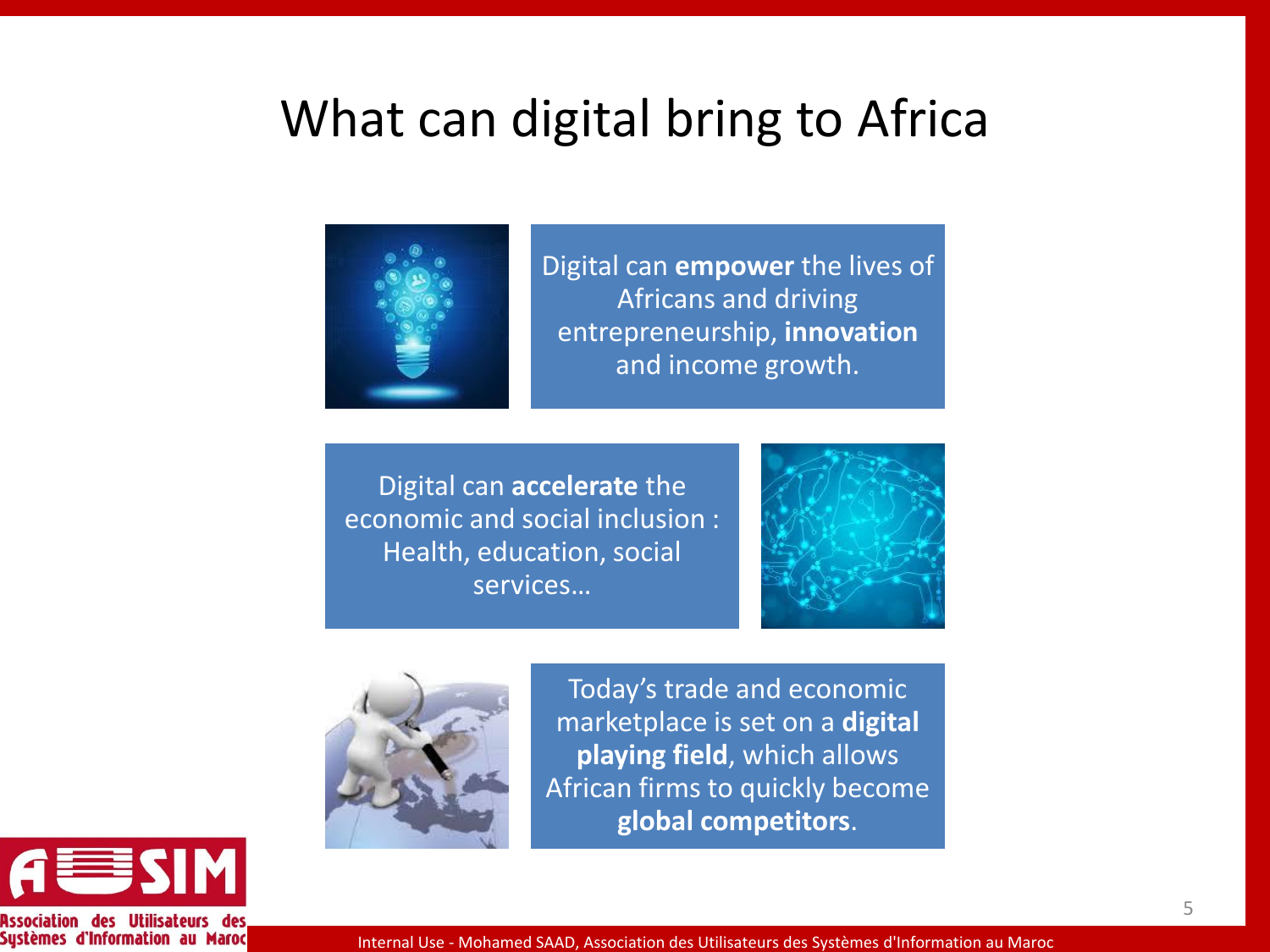# What can digital bring to Africa

Digital can **empower** the lives of Africans and driving entrepreneurship, **innovation** and income growth.

Digital can **accelerate** the economic and social inclusion : Health, education, social services…

Today's trade and economic marketplace is set on a **digital playing field**, which allows African firms to quickly become **global competitors**.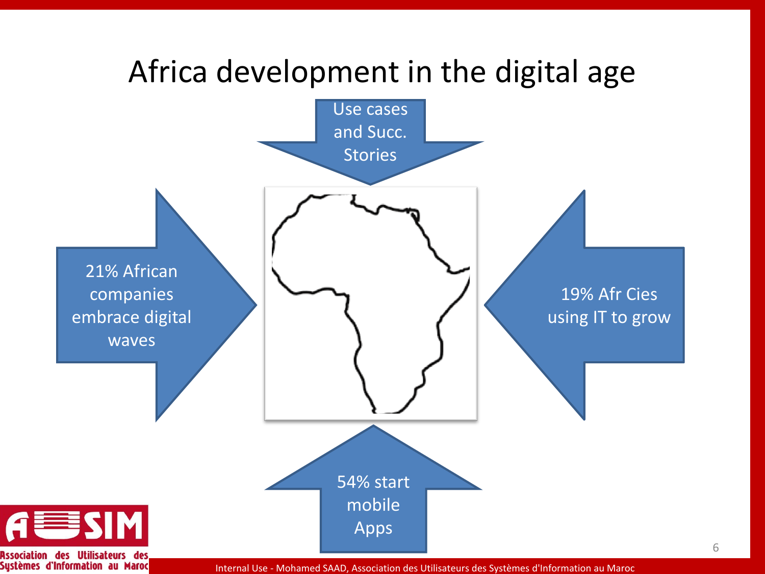# Africa development in the digital age

Use cases and Succ. Stories

21% African companies embrace digital waves

19% Afr Cies using IT to grow

54% start mobile Apps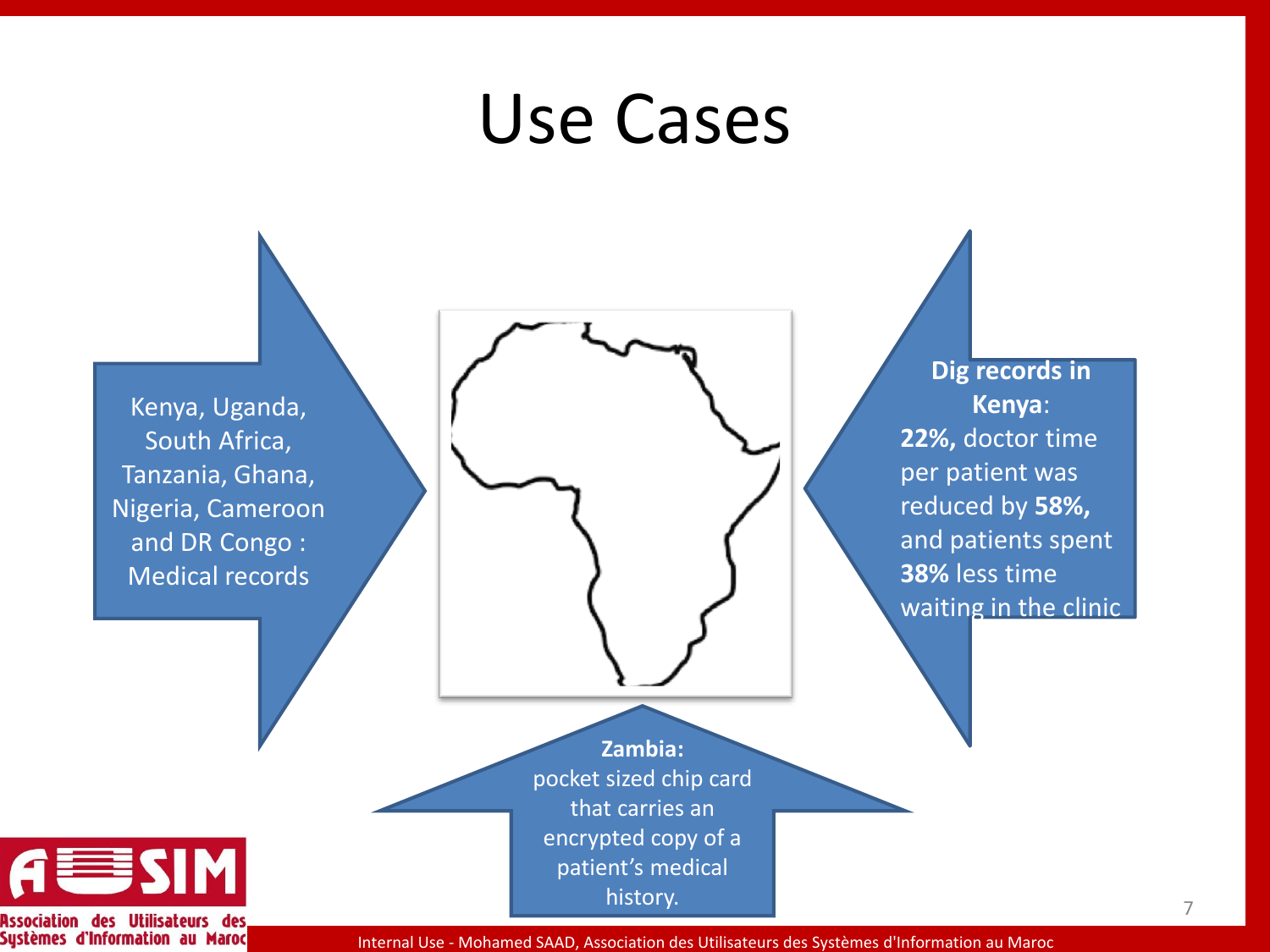# Use Cases

Kenya, Uganda, South Africa, Tanzania, Ghana, Nigeria, Cameroon and DR Congo : Medical records

**Dig records in Kenya**: **22%,** doctor time per patient was reduced by **58%,** and patients spent **38%** less time waiting in the clinic

**Zambia:** pocket sized chip card that carries an encrypted copy of a patient's medical history.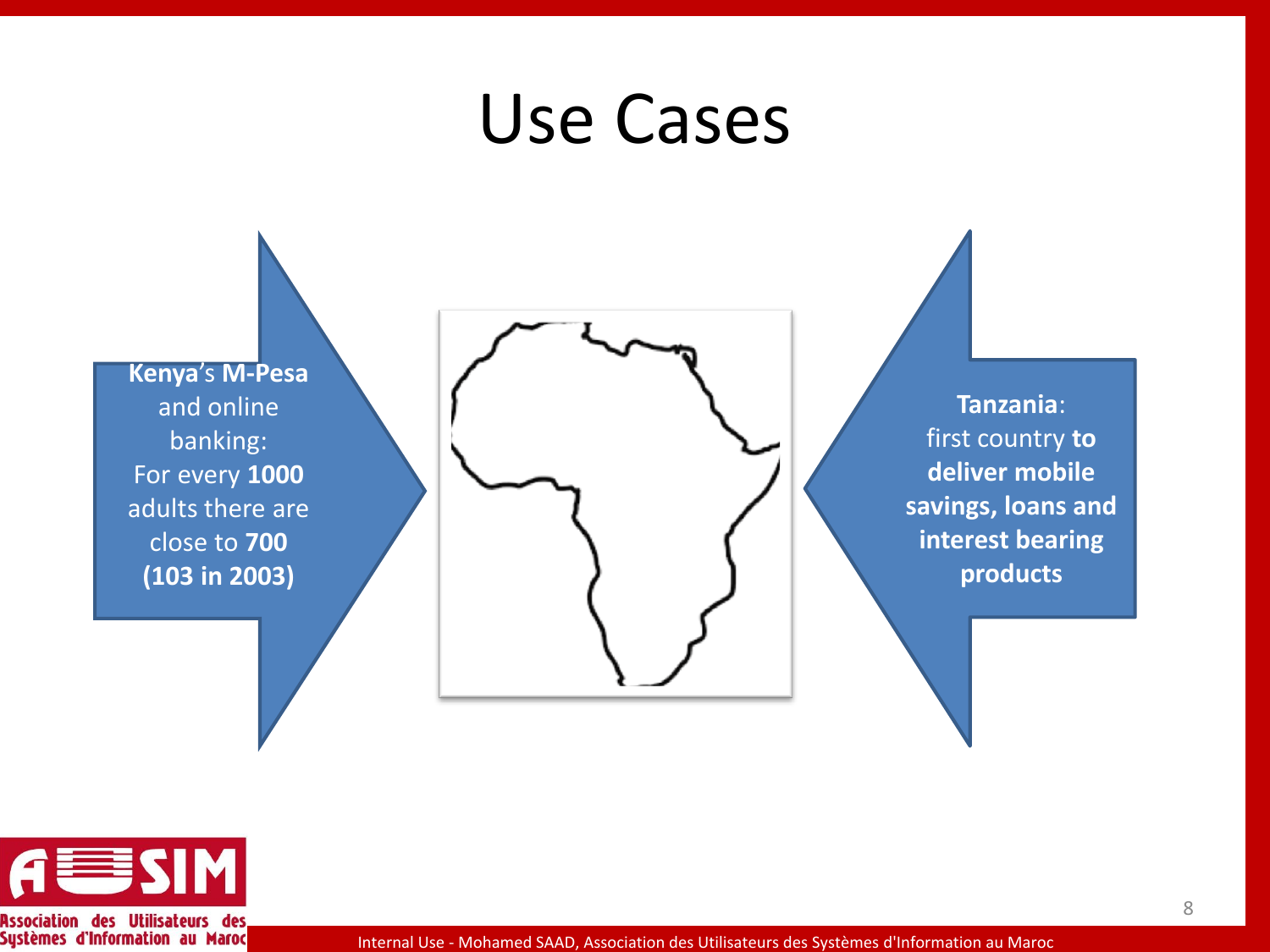# Use Cases

**Kenya**'s **M-Pesa** and online banking:
For every **1000** adults there are close to **700** **(103 in 2003)**

**Tanzania**:
first country **to deliver mobile savings, loans and interest bearing products**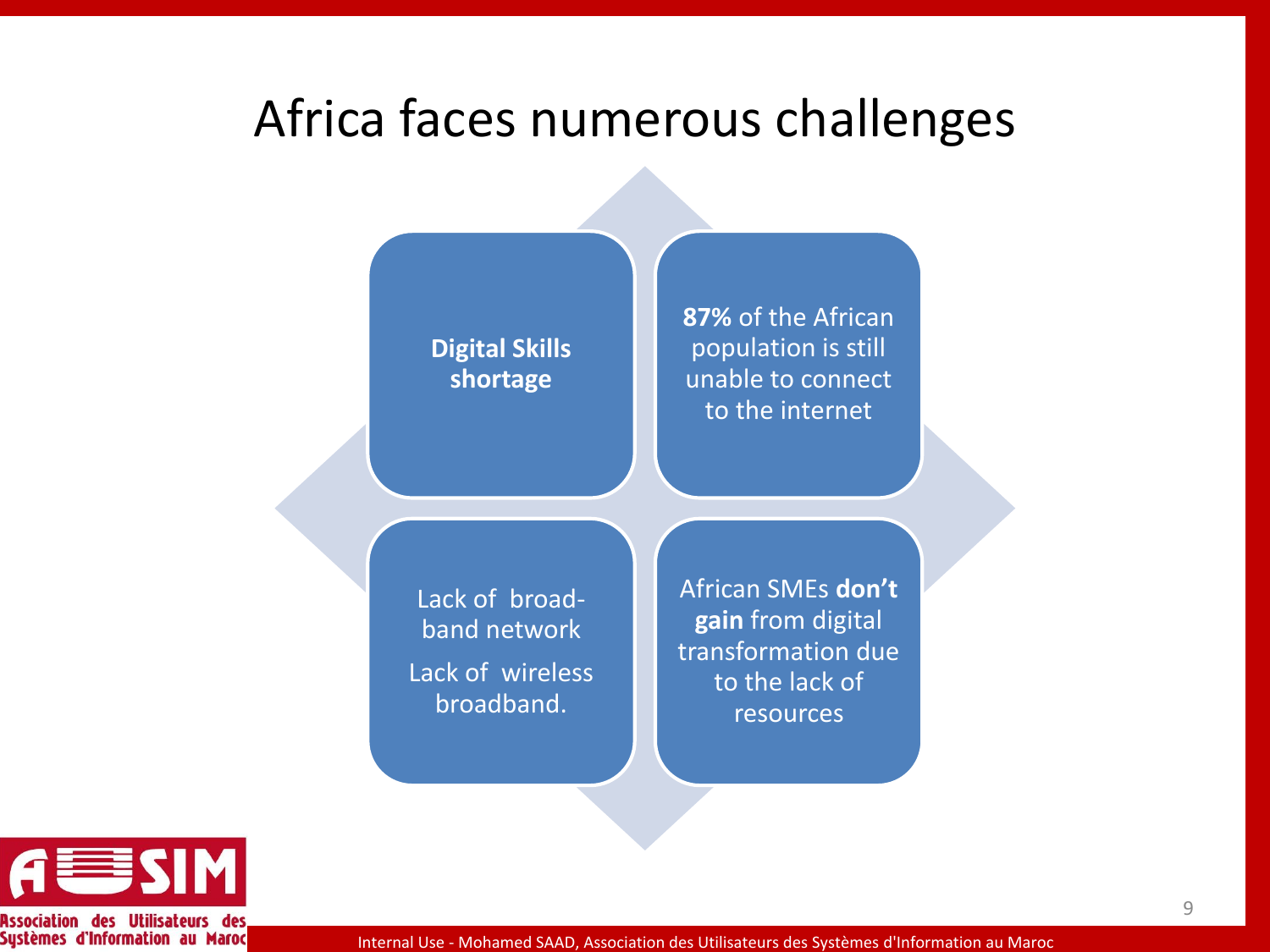# Africa faces numerous challenges

**Digital Skills shortage**

**87%** of the African population is still unable to connect to the internet

Lack of broad-band network

Lack of wireless broadband.

African SMEs **don't gain** from digital transformation due to the lack of resources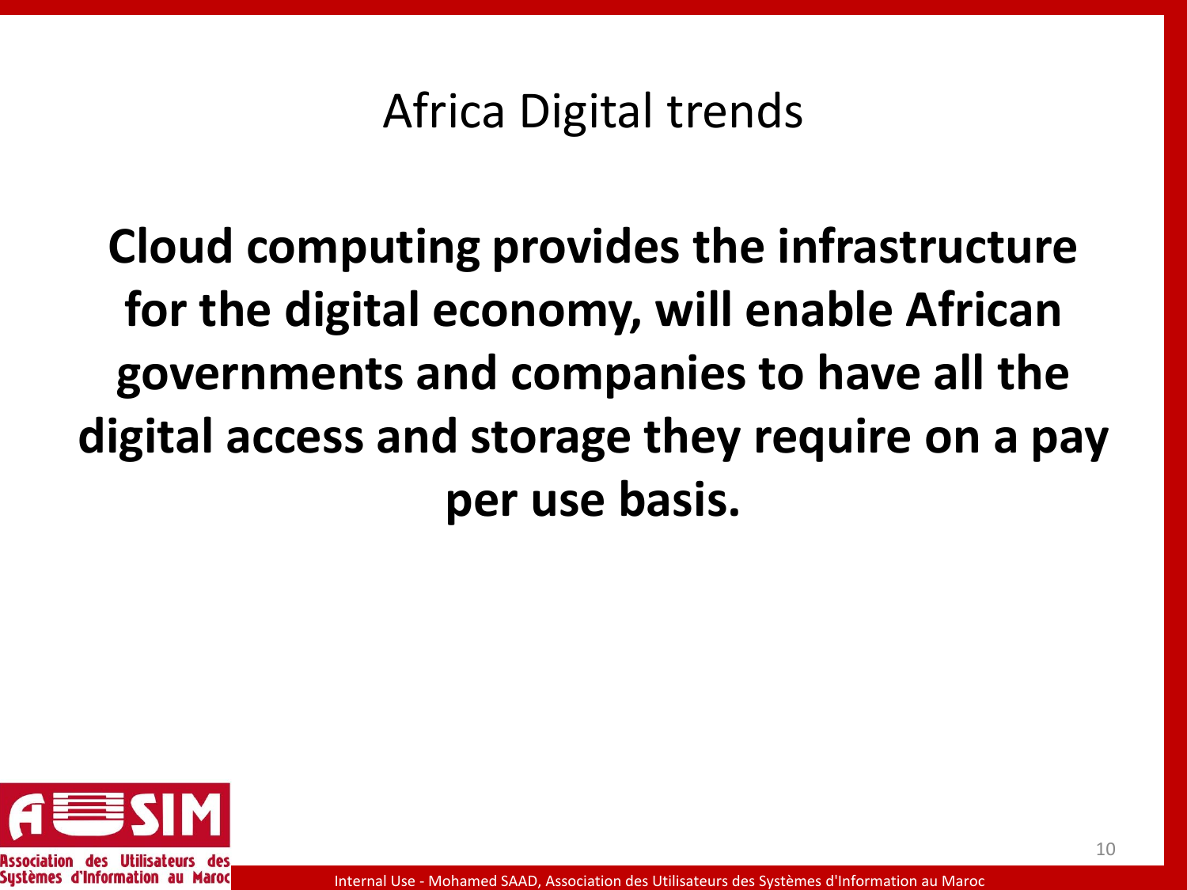# Africa Digital trends

**Cloud computing provides the infrastructure for the digital economy, will enable African governments and companies to have all the digital access and storage they require on a pay per use basis.**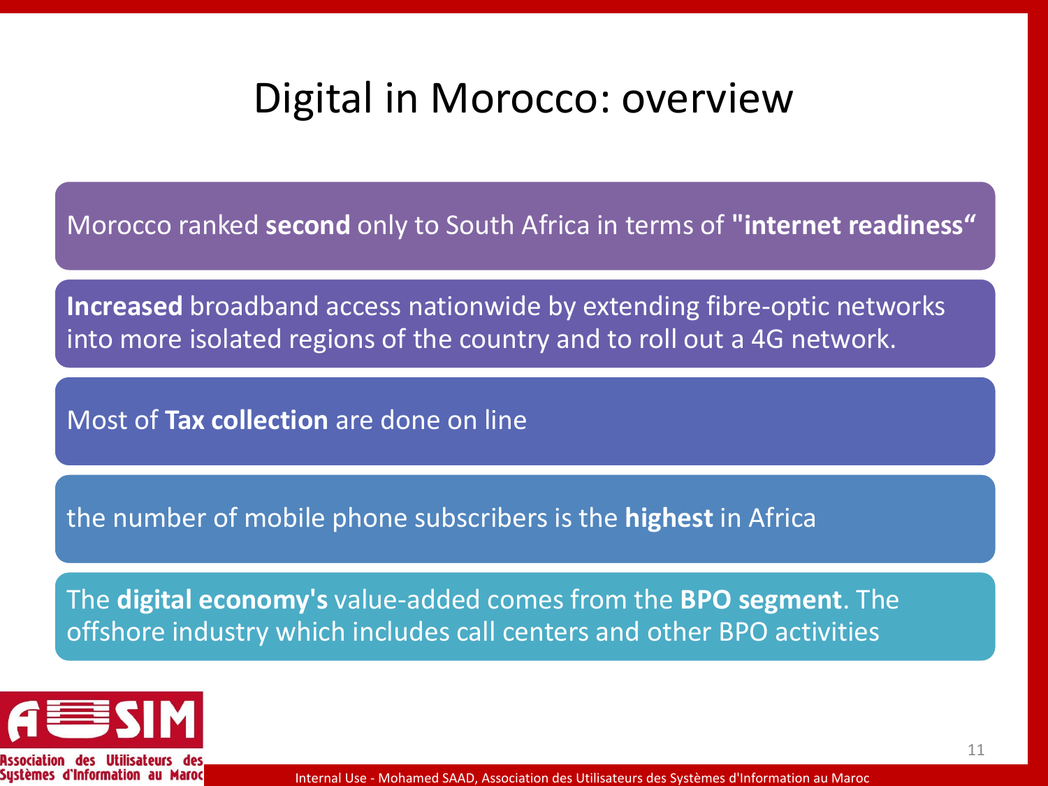# Digital in Morocco: overview

Morocco ranked **second** only to South Africa in terms of **"internet readiness“**

**Increased** broadband access nationwide by extending fibre-optic networks into more isolated regions of the country and to roll out a 4G network.

Most of **Tax collection** are done on line

the number of mobile phone subscribers is the **highest** in Africa

The **digital economy's** value-added comes from the **BPO segment**. The offshore industry which includes call centers and other BPO activities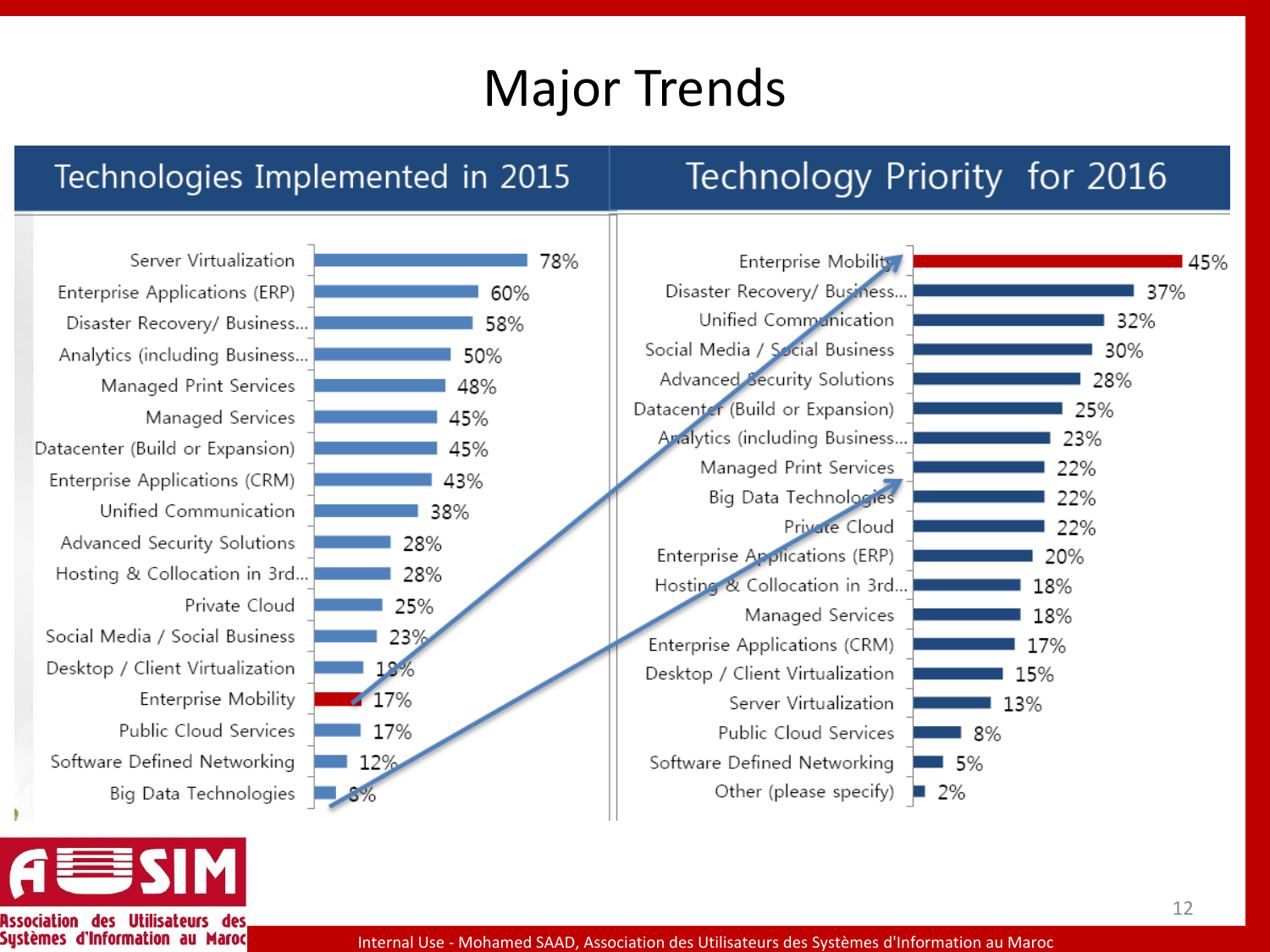# Major Trends

## Technologies Implemented in 2015

| Technology | % |
|---|---|
| Server Virtualization | 78% |
| Enterprise Applications (ERP) | 60% |
| Disaster Recovery/ Business... | 58% |
| Analytics (including Business... | 50% |
| Managed Print Services | 48% |
| Managed Services | 45% |
| Datacenter (Build or Expansion) | 45% |
| Enterprise Applications (CRM) | 43% |
| Unified Communication | 38% |
| Advanced Security Solutions | 28% |
| Hosting & Collocation in 3rd... | 28% |
| Private Cloud | 25% |
| Social Media / Social Business | 23% |
| Desktop / Client Virtualization | 18% |
| Enterprise Mobility | 17% |
| Public Cloud Services | 17% |
| Software Defined Networking | 12% |
| Big Data Technologies | 8% |

## Technology Priority for 2016

| Technology | % |
|---|---|
| Enterprise Mobility | 45% |
| Disaster Recovery/ Business... | 37% |
| Unified Communication | 32% |
| Social Media / Social Business | 30% |
| Advanced Security Solutions | 28% |
| Datacenter (Build or Expansion) | 25% |
| Analytics (including Business... | 23% |
| Managed Print Services | 22% |
| Big Data Technologies | 22% |
| Private Cloud | 22% |
| Enterprise Applications (ERP) | 20% |
| Hosting & Collocation in 3rd... | 18% |
| Managed Services | 18% |
| Enterprise Applications (CRM) | 17% |
| Desktop / Client Virtualization | 15% |
| Server Virtualization | 13% |
| Public Cloud Services | 8% |
| Software Defined Networking | 5% |
| Other (please specify) | 2% |

Internal Use - Mohamed SAAD, Association des Utilisateurs des Systèmes d'Information au Maroc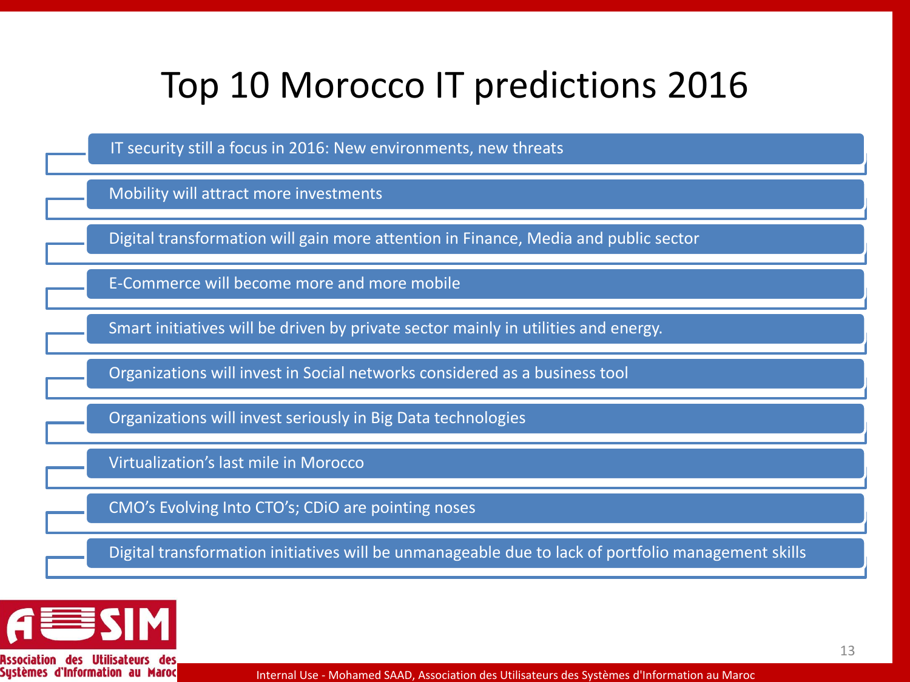# Top 10 Morocco IT predictions 2016

- IT security still a focus in 2016: New environments, new threats
- Mobility will attract more investments
- Digital transformation will gain more attention in Finance, Media and public sector
- E-Commerce will become more and more mobile
- Smart initiatives will be driven by private sector mainly in utilities and energy.
- Organizations will invest in Social networks considered as a business tool
- Organizations will invest seriously in Big Data technologies
- Virtualization's last mile in Morocco
- CMO's Evolving Into CTO's; CDiO are pointing noses
- Digital transformation initiatives will be unmanageable due to lack of portfolio management skills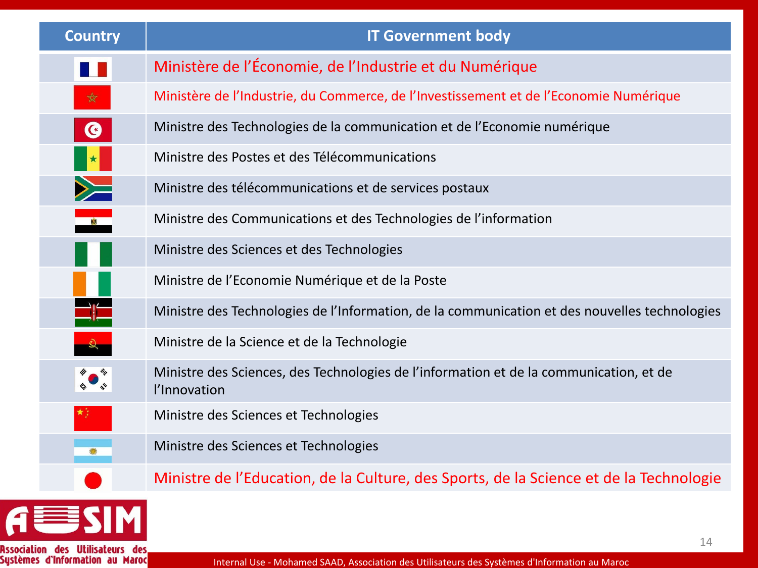| Country | IT Government body |
|---|---|
| | Ministère de l'Économie, de l'Industrie et du Numérique |
| | Ministère de l'Industrie, du Commerce, de l'Investissement et de l'Economie Numérique |
| | Ministre des Technologies de la communication et de l'Economie numérique |
| | Ministre des Postes et des Télécommunications |
| | Ministre des télécommunications et de services postaux |
| | Ministre des Communications et des Technologies de l'information |
| | Ministre des Sciences et des Technologies |
| | Ministre de l'Economie Numérique et de la Poste |
| | Ministre des Technologies de l'Information, de la communication et des nouvelles technologies |
| | Ministre de la Science et de la Technologie |
| | Ministre des Sciences, des Technologies de l'information et de la communication, et de l'Innovation |
| | Ministre des Sciences et Technologies |
| | Ministre des Sciences et Technologies |
| | Ministre de l'Education, de la Culture, des Sports, de la Science et de la Technologie |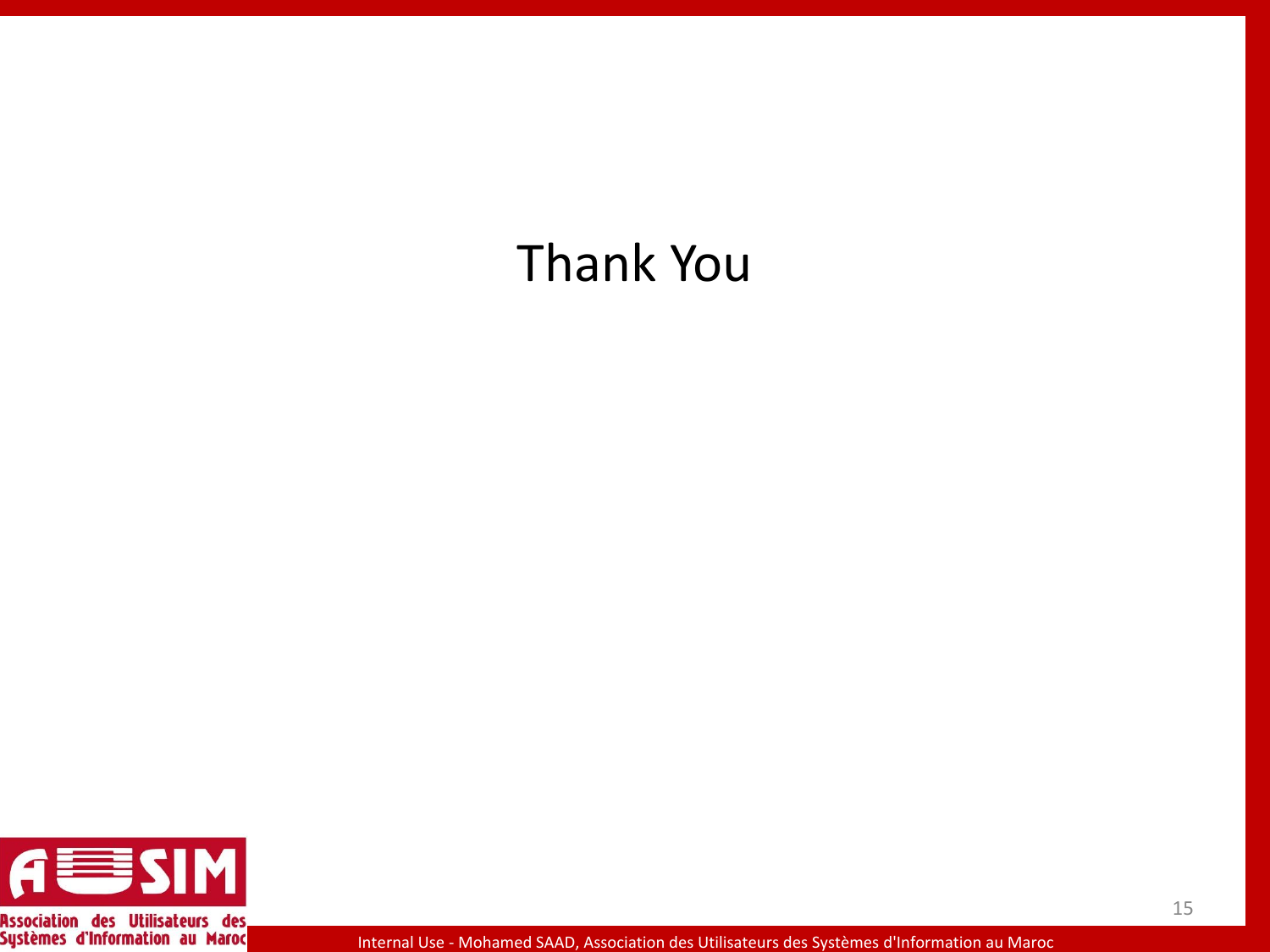# Thank You